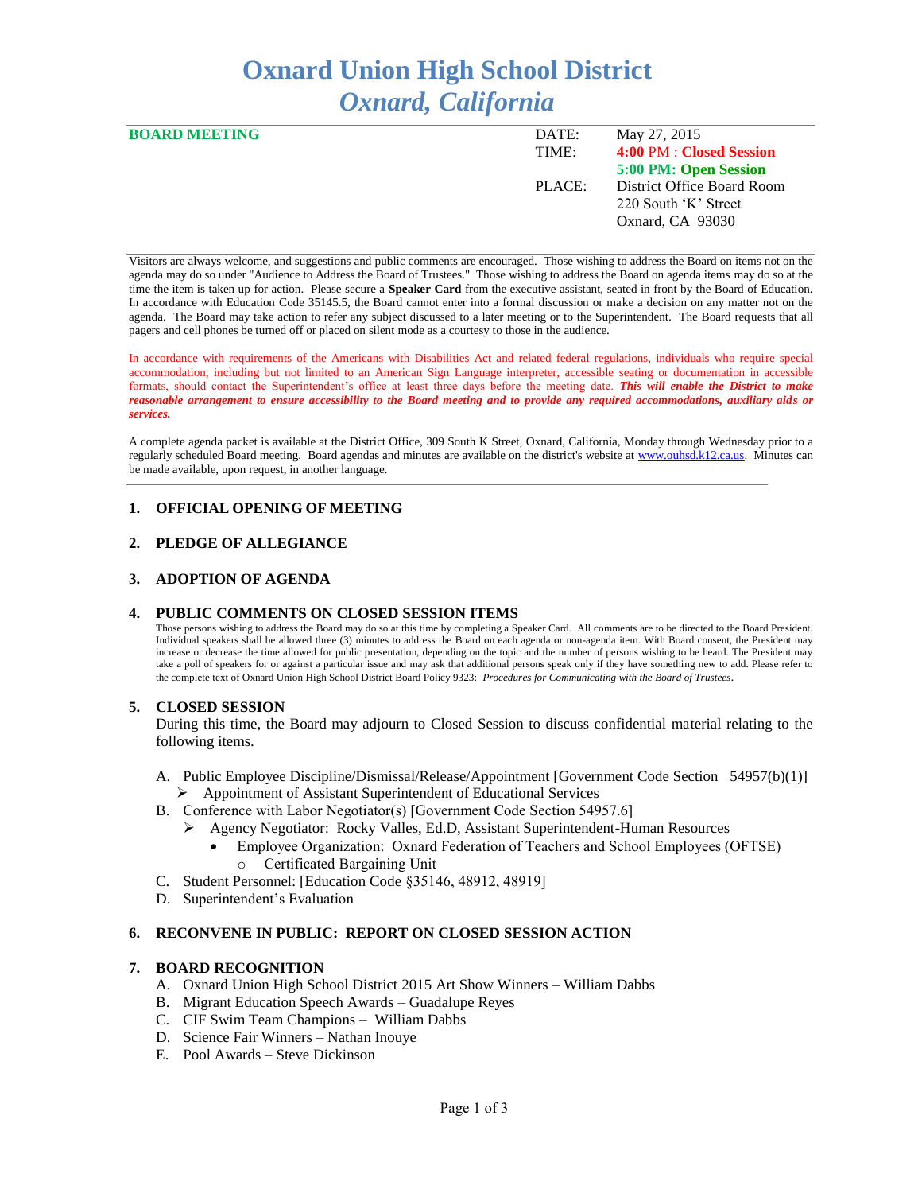# Oxnard Union High School District
## *Oxnard, California*

**BOARD MEETING**

| | |
|---|---|
| DATE: | May 27, 2015 |
| TIME: | **4:00** PM : **Closed Session** |
| | **5:00 PM: Open Session** |
| PLACE: | District Office Board Room |
| | 220 South 'K' Street |
| | Oxnard, CA 93030 |

Visitors are always welcome, and suggestions and public comments are encouraged. Those wishing to address the Board on items not on the agenda may do so under "Audience to Address the Board of Trustees." Those wishing to address the Board on agenda items may do so at the time the item is taken up for action. Please secure a **Speaker Card** from the executive assistant, seated in front by the Board of Education. In accordance with Education Code 35145.5, the Board cannot enter into a formal discussion or make a decision on any matter not on the agenda. The Board may take action to refer any subject discussed to a later meeting or to the Superintendent. The Board requests that all pagers and cell phones be turned off or placed on silent mode as a courtesy to those in the audience.

In accordance with requirements of the Americans with Disabilities Act and related federal regulations, individuals who require special accommodation, including but not limited to an American Sign Language interpreter, accessible seating or documentation in accessible formats, should contact the Superintendent's office at least three days before the meeting date. ***This will enable the District to make reasonable arrangement to ensure accessibility to the Board meeting and to provide any required accommodations, auxiliary aids or services.***

A complete agenda packet is available at the District Office, 309 South K Street, Oxnard, California, Monday through Wednesday prior to a regularly scheduled Board meeting. Board agendas and minutes are available on the district's website at www.ouhsd.k12.ca.us. Minutes can be made available, upon request, in another language.

### 1. OFFICIAL OPENING OF MEETING

### 2. PLEDGE OF ALLEGIANCE

### 3. ADOPTION OF AGENDA

### 4. PUBLIC COMMENTS ON CLOSED SESSION ITEMS

Those persons wishing to address the Board may do so at this time by completing a Speaker Card. All comments are to be directed to the Board President. Individual speakers shall be allowed three (3) minutes to address the Board on each agenda or non-agenda item. With Board consent, the President may increase or decrease the time allowed for public presentation, depending on the topic and the number of persons wishing to be heard. The President may take a poll of speakers for or against a particular issue and may ask that additional persons speak only if they have something new to add. Please refer to the complete text of Oxnard Union High School District Board Policy 9323: *Procedures for Communicating with the Board of Trustees*.

### 5. CLOSED SESSION

During this time, the Board may adjourn to Closed Session to discuss confidential material relating to the following items.

A. Public Employee Discipline/Dismissal/Release/Appointment [Government Code Section 54957(b)(1)]
   - Appointment of Assistant Superintendent of Educational Services

B. Conference with Labor Negotiator(s) [Government Code Section 54957.6]
   - Agency Negotiator: Rocky Valles, Ed.D, Assistant Superintendent-Human Resources
     - Employee Organization: Oxnard Federation of Teachers and School Employees (OFTSE)
       - Certificated Bargaining Unit

C. Student Personnel: [Education Code §35146, 48912, 48919]

D. Superintendent's Evaluation

### 6. RECONVENE IN PUBLIC: REPORT ON CLOSED SESSION ACTION

### 7. BOARD RECOGNITION

A. Oxnard Union High School District 2015 Art Show Winners – William Dabbs

B. Migrant Education Speech Awards – Guadalupe Reyes

C. CIF Swim Team Champions – William Dabbs

D. Science Fair Winners – Nathan Inouye

E. Pool Awards – Steve Dickinson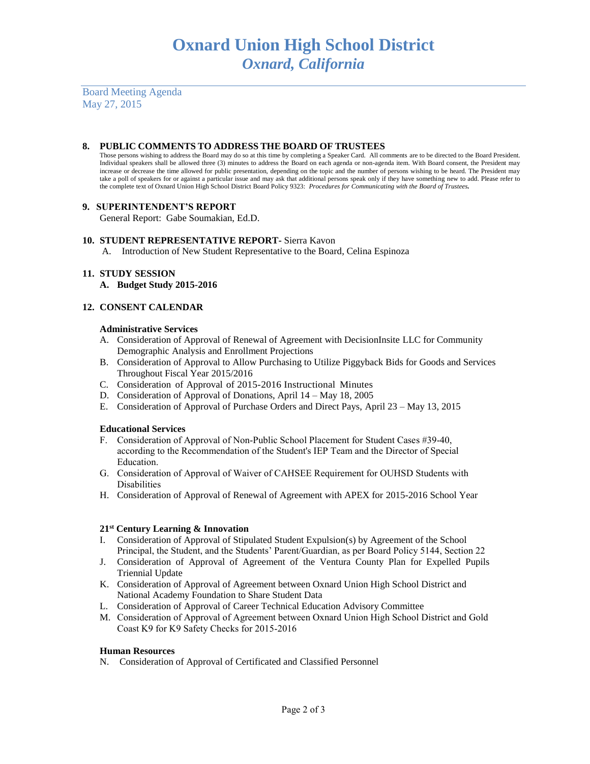# Oxnard Union High School District
## *Oxnard, California*

Board Meeting Agenda
May 27, 2015

### 8. PUBLIC COMMENTS TO ADDRESS THE BOARD OF TRUSTEES

Those persons wishing to address the Board may do so at this time by completing a Speaker Card. All comments are to be directed to the Board President. Individual speakers shall be allowed three (3) minutes to address the Board on each agenda or non-agenda item. With Board consent, the President may increase or decrease the time allowed for public presentation, depending on the topic and the number of persons wishing to be heard. The President may take a poll of speakers for or against a particular issue and may ask that additional persons speak only if they have something new to add. Please refer to the complete text of Oxnard Union High School District Board Policy 9323: *Procedures for Communicating with the Board of Trustees.*

### 9. SUPERINTENDENT'S REPORT

General Report: Gabe Soumakian, Ed.D.

### 10. STUDENT REPRESENTATIVE REPORT- Sierra Kavon

A. Introduction of New Student Representative to the Board, Celina Espinoza

### 11. STUDY SESSION

**A. Budget Study 2015-2016**

### 12. CONSENT CALENDAR

**Administrative Services**

A. Consideration of Approval of Renewal of Agreement with DecisionInsite LLC for Community Demographic Analysis and Enrollment Projections
B. Consideration of Approval to Allow Purchasing to Utilize Piggyback Bids for Goods and Services Throughout Fiscal Year 2015/2016
C. Consideration of Approval of 2015-2016 Instructional Minutes
D. Consideration of Approval of Donations, April 14 – May 18, 2005
E. Consideration of Approval of Purchase Orders and Direct Pays, April 23 – May 13, 2015

**Educational Services**

F. Consideration of Approval of Non-Public School Placement for Student Cases #39-40, according to the Recommendation of the Student's IEP Team and the Director of Special Education.
G. Consideration of Approval of Waiver of CAHSEE Requirement for OUHSD Students with Disabilities
H. Consideration of Approval of Renewal of Agreement with APEX for 2015-2016 School Year

**21st Century Learning & Innovation**

I. Consideration of Approval of Stipulated Student Expulsion(s) by Agreement of the School Principal, the Student, and the Students' Parent/Guardian, as per Board Policy 5144, Section 22
J. Consideration of Approval of Agreement of the Ventura County Plan for Expelled Pupils Triennial Update
K. Consideration of Approval of Agreement between Oxnard Union High School District and National Academy Foundation to Share Student Data
L. Consideration of Approval of Career Technical Education Advisory Committee
M. Consideration of Approval of Agreement between Oxnard Union High School District and Gold Coast K9 for K9 Safety Checks for 2015-2016

**Human Resources**

N. Consideration of Approval of Certificated and Classified Personnel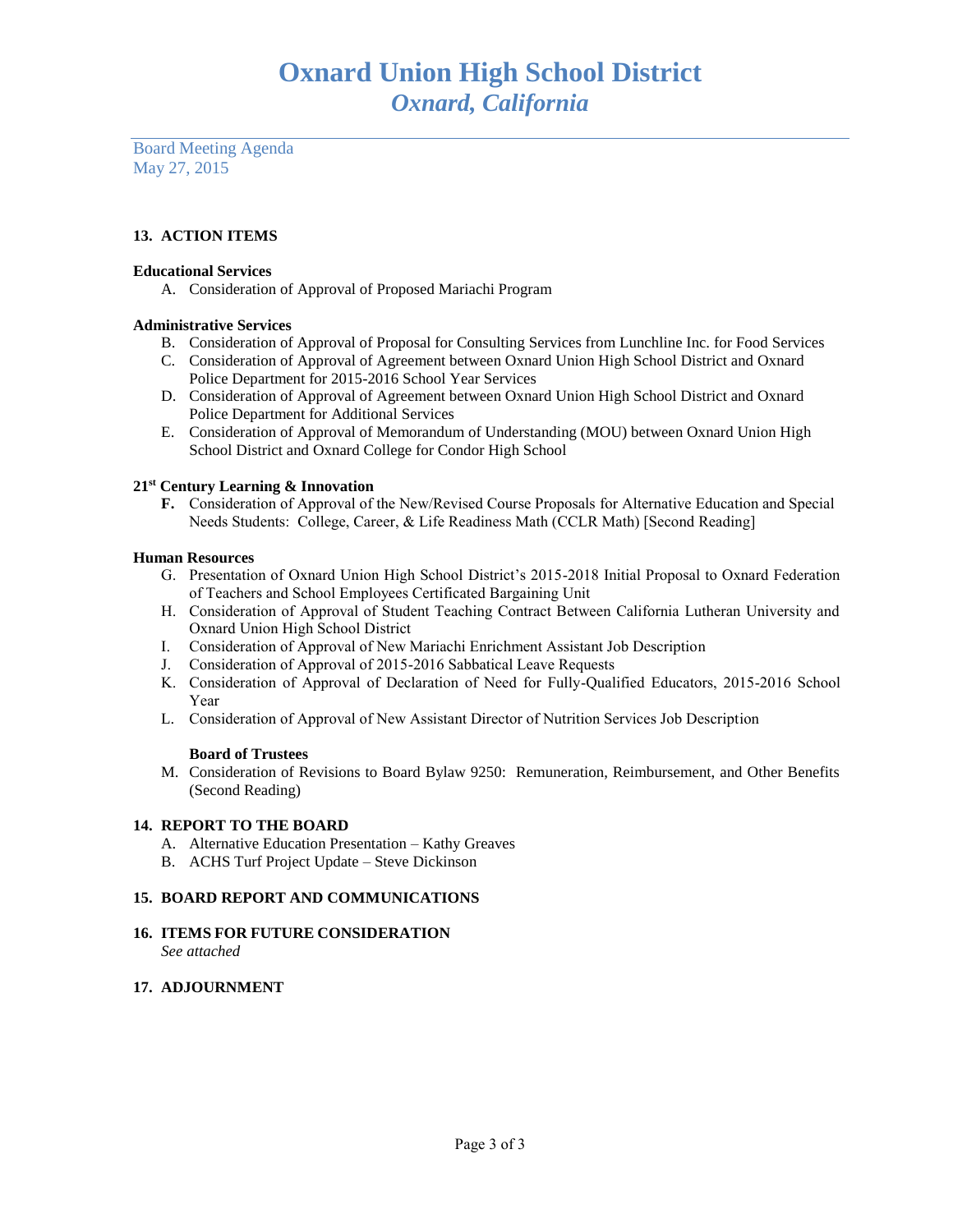# Oxnard Union High School District

## *Oxnard, California*

Board Meeting Agenda
May 27, 2015

**13. ACTION ITEMS**

**Educational Services**

A. Consideration of Approval of Proposed Mariachi Program

**Administrative Services**

B. Consideration of Approval of Proposal for Consulting Services from Lunchline Inc. for Food Services
C. Consideration of Approval of Agreement between Oxnard Union High School District and Oxnard Police Department for 2015-2016 School Year Services
D. Consideration of Approval of Agreement between Oxnard Union High School District and Oxnard Police Department for Additional Services
E. Consideration of Approval of Memorandum of Understanding (MOU) between Oxnard Union High School District and Oxnard College for Condor High School

**21st Century Learning & Innovation**

**F.** Consideration of Approval of the New/Revised Course Proposals for Alternative Education and Special Needs Students: College, Career, & Life Readiness Math (CCLR Math) [Second Reading]

**Human Resources**

G. Presentation of Oxnard Union High School District's 2015-2018 Initial Proposal to Oxnard Federation of Teachers and School Employees Certificated Bargaining Unit
H. Consideration of Approval of Student Teaching Contract Between California Lutheran University and Oxnard Union High School District
I. Consideration of Approval of New Mariachi Enrichment Assistant Job Description
J. Consideration of Approval of 2015-2016 Sabbatical Leave Requests
K. Consideration of Approval of Declaration of Need for Fully-Qualified Educators, 2015-2016 School Year
L. Consideration of Approval of New Assistant Director of Nutrition Services Job Description

**Board of Trustees**

M. Consideration of Revisions to Board Bylaw 9250: Remuneration, Reimbursement, and Other Benefits (Second Reading)

**14. REPORT TO THE BOARD**

A. Alternative Education Presentation – Kathy Greaves
B. ACHS Turf Project Update – Steve Dickinson

**15. BOARD REPORT AND COMMUNICATIONS**

**16. ITEMS FOR FUTURE CONSIDERATION**
*See attached*

**17. ADJOURNMENT**